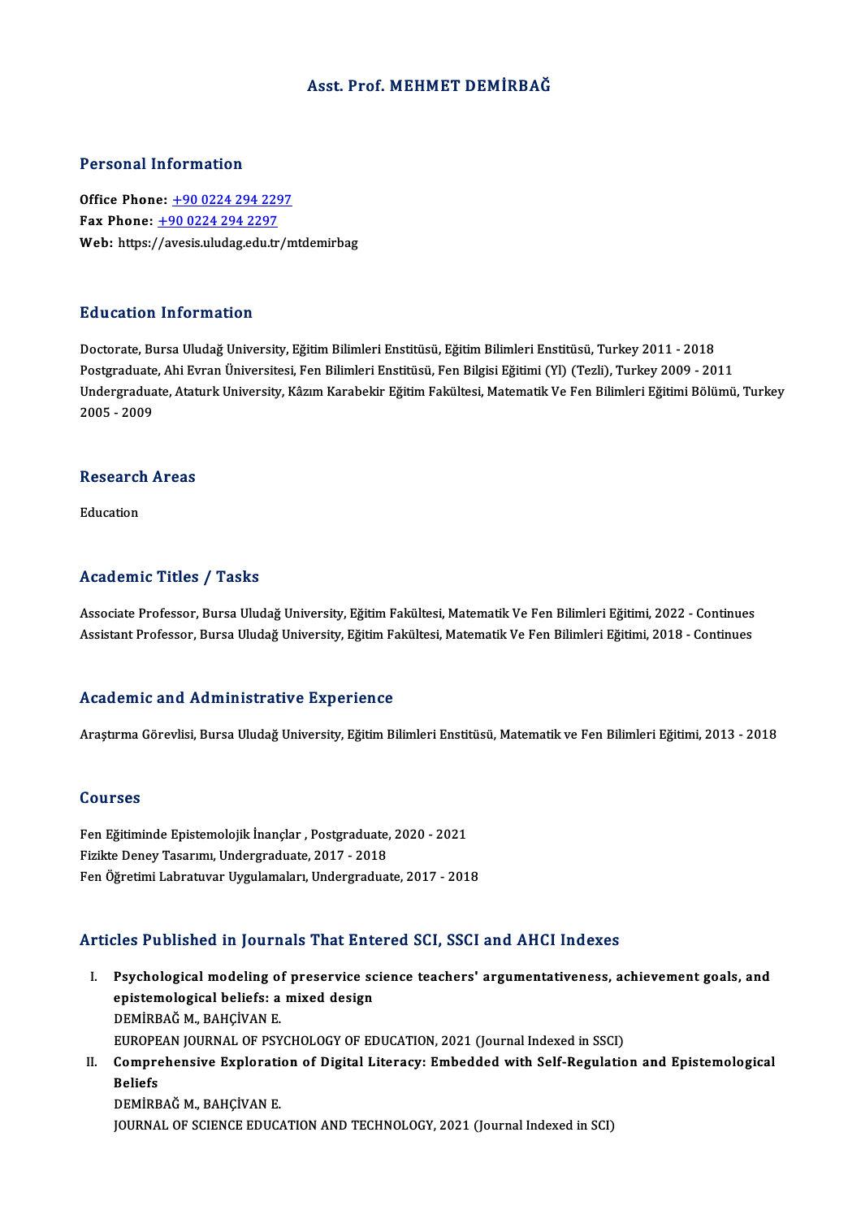# Asst. Prof. MEHMET DEMİRBAĞ

## Personal Information

**Office Phone:** +90 0224 294 2297
**Fax Phone:** +90 0224 294 2297
**Web:** https://avesis.uludag.edu.tr/mtdemirbag

## Education Information

Doctorate, Bursa Uludağ University, Eğitim Bilimleri Enstitüsü, Eğitim Bilimleri Enstitüsü, Turkey 2011 - 2018
Postgraduate, Ahi Evran Üniversitesi, Fen Bilimleri Enstitüsü, Fen Bilgisi Eğitimi (Yl) (Tezli), Turkey 2009 - 2011
Undergraduate, Ataturk University, Kâzım Karabekir Eğitim Fakültesi, Matematik Ve Fen Bilimleri Eğitimi Bölümü, Turkey 2005 - 2009

## Research Areas

Education

## Academic Titles / Tasks

Associate Professor, Bursa Uludağ University, Eğitim Fakültesi, Matematik Ve Fen Bilimleri Eğitimi, 2022 - Continues
Assistant Professor, Bursa Uludağ University, Eğitim Fakültesi, Matematik Ve Fen Bilimleri Eğitimi, 2018 - Continues

## Academic and Administrative Experience

Araştırma Görevlisi, Bursa Uludağ University, Eğitim Bilimleri Enstitüsü, Matematik ve Fen Bilimleri Eğitimi, 2013 - 2018

## Courses

Fen Eğitiminde Epistemolojik İnançlar , Postgraduate, 2020 - 2021
Fizikte Deney Tasarımı, Undergraduate, 2017 - 2018
Fen Öğretimi Labratuvar Uygulamaları, Undergraduate, 2017 - 2018

## Articles Published in Journals That Entered SCI, SSCI and AHCI Indexes

I. **Psychological modeling of preservice science teachers' argumentativeness, achievement goals, and epistemological beliefs: a mixed design**
   DEMİRBAĞ M., BAHÇİVAN E.
   EUROPEAN JOURNAL OF PSYCHOLOGY OF EDUCATION, 2021 (Journal Indexed in SSCI)
II. **Comprehensive Exploration of Digital Literacy: Embedded with Self-Regulation and Epistemological Beliefs**
   DEMİRBAĞ M., BAHÇİVAN E.
   JOURNAL OF SCIENCE EDUCATION AND TECHNOLOGY, 2021 (Journal Indexed in SCI)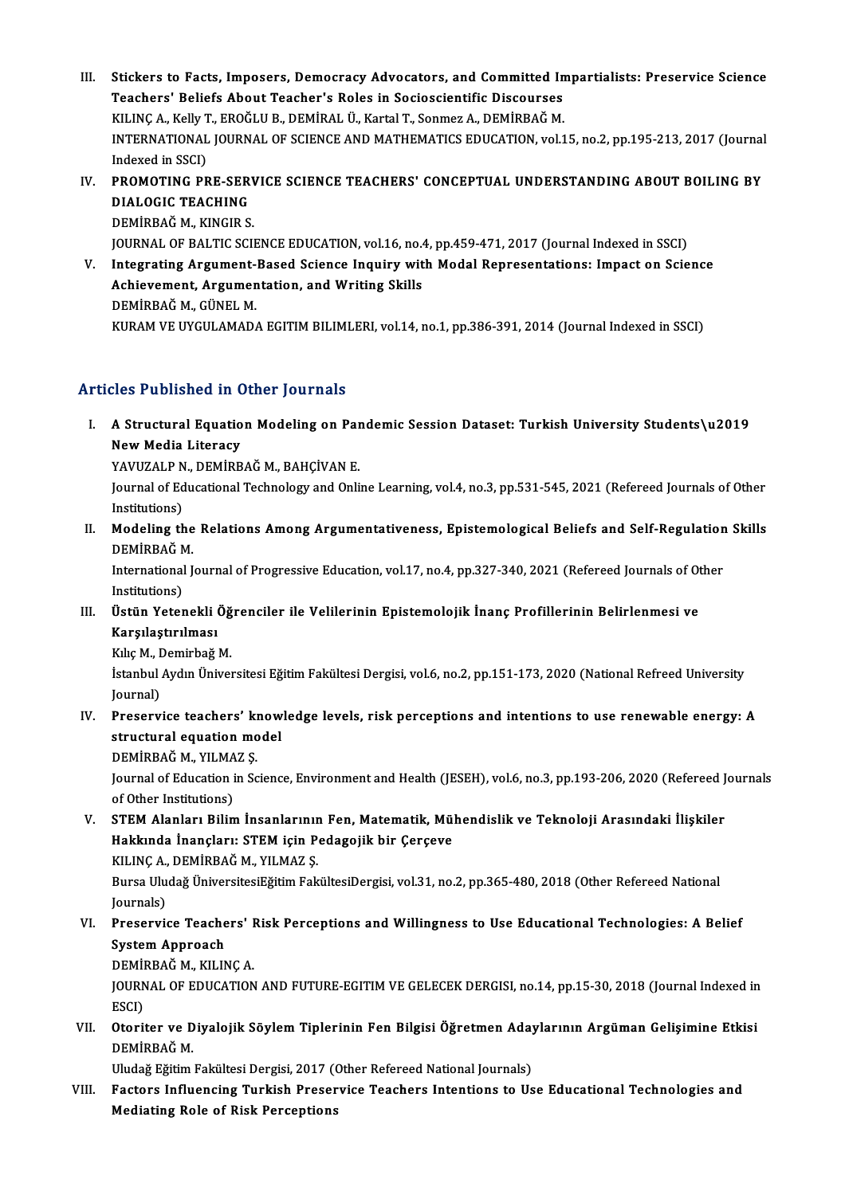III. **Stickers to Facts, Imposers, Democracy Advocators, and Committed Impartialists: Preservice Science Teachers' Beliefs About Teacher's Roles in Socioscientific Discourses**
KILINÇ A., Kelly T., EROĞLU B., DEMİRAL Ü., Kartal T., Sonmez A., DEMİRBAĞ M.
INTERNATIONAL JOURNAL OF SCIENCE AND MATHEMATICS EDUCATION, vol.15, no.2, pp.195-213, 2017 (Journal Indexed in SSCI)

IV. **PROMOTING PRE-SERVICE SCIENCE TEACHERS' CONCEPTUAL UNDERSTANDING ABOUT BOILING BY DIALOGIC TEACHING**
DEMİRBAĞ M., KINGIR S.
JOURNAL OF BALTIC SCIENCE EDUCATION, vol.16, no.4, pp.459-471, 2017 (Journal Indexed in SSCI)

V. **Integrating Argument-Based Science Inquiry with Modal Representations: Impact on Science Achievement, Argumentation, and Writing Skills**
DEMİRBAĞ M., GÜNEL M.
KURAM VE UYGULAMADA EGITIM BILIMLERI, vol.14, no.1, pp.386-391, 2014 (Journal Indexed in SSCI)

## Articles Published in Other Journals

I. **A Structural Equation Modeling on Pandemic Session Dataset: Turkish University Students\u2019 New Media Literacy**
YAVUZALP N., DEMİRBAĞ M., BAHÇİVAN E.
Journal of Educational Technology and Online Learning, vol.4, no.3, pp.531-545, 2021 (Refereed Journals of Other Institutions)

II. **Modeling the Relations Among Argumentativeness, Epistemological Beliefs and Self-Regulation Skills**
DEMİRBAĞ M.
International Journal of Progressive Education, vol.17, no.4, pp.327-340, 2021 (Refereed Journals of Other Institutions)

III. **Üstün Yetenekli Öğrenciler ile Velilerinin Epistemolojik İnanç Profillerinin Belirlenmesi ve Karşılaştırılması**
Kılıç M., Demirbağ M.
İstanbul Aydın Üniversitesi Eğitim Fakültesi Dergisi, vol.6, no.2, pp.151-173, 2020 (National Refreed University Journal)

IV. **Preservice teachers' knowledge levels, risk perceptions and intentions to use renewable energy: A structural equation model**
DEMİRBAĞ M., YILMAZ Ş.
Journal of Education in Science, Environment and Health (JESEH), vol.6, no.3, pp.193-206, 2020 (Refereed Journals of Other Institutions)

V. **STEM Alanları Bilim İnsanlarının Fen, Matematik, Mühendislik ve Teknoloji Arasındaki İlişkiler Hakkında İnançları: STEM için Pedagojik bir Çerçeve**
KILINÇ A., DEMİRBAĞ M., YILMAZ Ş.
Bursa Uludağ ÜniversitesiEğitim FakültesiDergisi, vol.31, no.2, pp.365-480, 2018 (Other Refereed National Journals)

VI. **Preservice Teachers' Risk Perceptions and Willingness to Use Educational Technologies: A Belief System Approach**
DEMİRBAĞ M., KILINÇ A.
JOURNAL OF EDUCATION AND FUTURE-EGITIM VE GELECEK DERGISI, no.14, pp.15-30, 2018 (Journal Indexed in ESCI)

VII. **Otoriter ve Diyalojik Söylem Tiplerinin Fen Bilgisi Öğretmen Adaylarının Argüman Gelişimine Etkisi**
DEMİRBAĞ M.
Uludağ Eğitim Fakültesi Dergisi, 2017 (Other Refereed National Journals)

VIII. **Factors Influencing Turkish Preservice Teachers Intentions to Use Educational Technologies and Mediating Role of Risk Perceptions**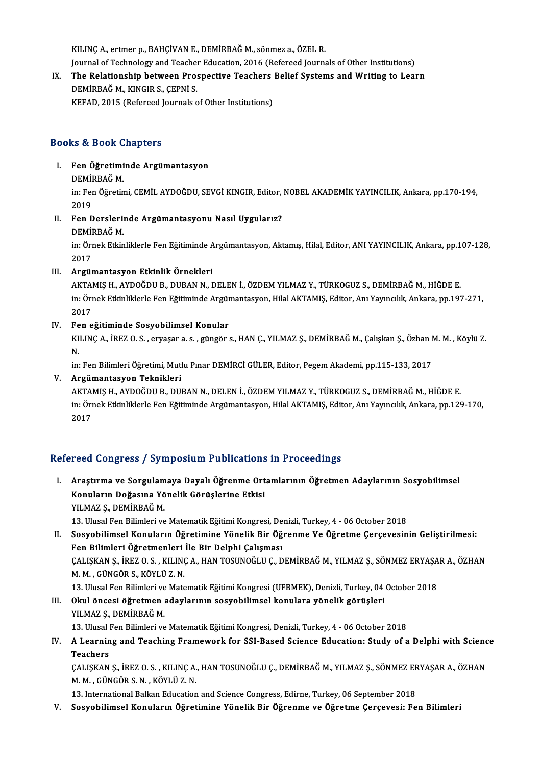KILINÇ A., ertmer p., BAHÇİVAN E., DEMİRBAĞ M., sönmez a., ÖZEL R.
Journal of Technology and Teacher Education, 2016 (Refereed Journals of Other Institutions)

IX. **The Relationship between Prospective Teachers Belief Systems and Writing to Learn**
DEMİRBAĞ M., KINGIR S., ÇEPNİ S.
KEFAD, 2015 (Refereed Journals of Other Institutions)

## Books & Book Chapters

I. **Fen Öğretiminde Argümantasyon**
DEMİRBAĞ M.
in: Fen Öğretimi, CEMİL AYDOĞDU, SEVGİ KINGIR, Editor, NOBEL AKADEMİK YAYINCILIK, Ankara, pp.170-194, 2019

II. **Fen Derslerinde Argümantasyonu Nasıl Uygularız?**
DEMİRBAĞ M.
in: Örnek Etkinliklerle Fen Eğitiminde Argümantasyon, Aktamış, Hilal, Editor, ANI YAYINCILIK, Ankara, pp.107-128, 2017

III. **Argümantasyon Etkinlik Örnekleri**
AKTAMIŞ H., AYDOĞDU B., DUBAN N., DELEN İ., ÖZDEM YILMAZ Y., TÜRKOGUZ S., DEMİRBAĞ M., HİĞDE E.
in: Örnek Etkinliklerle Fen Eğitiminde Argümantasyon, Hilal AKTAMIŞ, Editor, Anı Yayıncılık, Ankara, pp.197-271, 2017

IV. **Fen eğitiminde Sosyobilimsel Konular**
KILINÇ A., İREZ O. S. , eryaşar a. s. , güngör s., HAN Ç., YILMAZ Ş., DEMİRBAĞ M., Çalışkan Ş., Özhan M. M. , Köylü Z. N.
in: Fen Bilimleri Öğretimi, Mutlu Pınar DEMİRCİ GÜLER, Editor, Pegem Akademi, pp.115-133, 2017

V. **Argümantasyon Teknikleri**
AKTAMIŞ H., AYDOĞDU B., DUBAN N., DELEN İ., ÖZDEM YILMAZ Y., TÜRKOGUZ S., DEMİRBAĞ M., HİĞDE E.
in: Örnek Etkinliklerle Fen Eğitiminde Argümantasyon, Hilal AKTAMIŞ, Editor, Anı Yayıncılık, Ankara, pp.129-170, 2017

## Refereed Congress / Symposium Publications in Proceedings

I. **Araştırma ve Sorgulamaya Dayalı Öğrenme Ortamlarının Öğretmen Adaylarının Sosyobilimsel Konuların Doğasına Yönelik Görüşlerine Etkisi**
YILMAZ Ş., DEMİRBAĞ M.
13. Ulusal Fen Bilimleri ve Matematik Eğitimi Kongresi, Denizli, Turkey, 4 - 06 October 2018

II. **Sosyobilimsel Konuların Öğretimine Yönelik Bir Öğrenme Ve Öğretme Çerçevesinin Geliştirilmesi: Fen Bilimleri Öğretmenleri İle Bir Delphi Çalışması**
ÇALIŞKAN Ş., İREZ O. S. , KILINÇ A., HAN TOSUNOĞLU Ç., DEMİRBAĞ M., YILMAZ Ş., SÖNMEZ ERYAŞAR A., ÖZHAN M. M. , GÜNGÖR S., KÖYLÜ Z. N.
13. Ulusal Fen Bilimleri ve Matematik Eğitimi Kongresi (UFBMEK), Denizli, Turkey, 04 October 2018

III. **Okul öncesi öğretmen adaylarının sosyobilimsel konulara yönelik görüşleri**
YILMAZ Ş., DEMİRBAĞ M.
13. Ulusal Fen Bilimleri ve Matematik Eğitimi Kongresi, Denizli, Turkey, 4 - 06 October 2018

IV. **A Learning and Teaching Framework for SSI-Based Science Education: Study of a Delphi with Science Teachers**
ÇALIŞKAN Ş., İREZ O. S. , KILINÇ A., HAN TOSUNOĞLU Ç., DEMİRBAĞ M., YILMAZ Ş., SÖNMEZ ERYAŞAR A., ÖZHAN M. M. , GÜNGÖR S. N. , KÖYLÜ Z. N.
13. International Balkan Education and Science Congress, Edirne, Turkey, 06 September 2018

V. **Sosyobilimsel Konuların Öğretimine Yönelik Bir Öğrenme ve Öğretme Çerçevesi: Fen Bilimleri**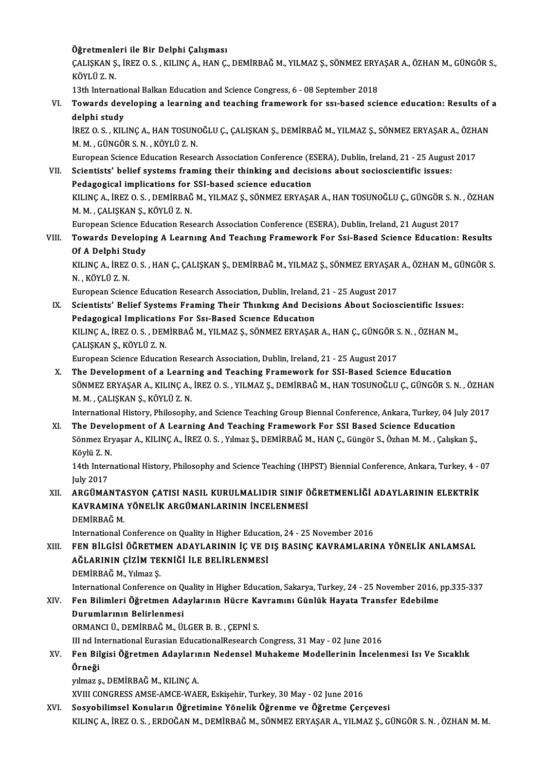**Öğretmenleri ile Bir Delphi Çalışması**
ÇALIŞKAN Ş., İREZ O. S. , KILINÇ A., HAN Ç., DEMİRBAĞ M., YILMAZ Ş., SÖNMEZ ERYAŞAR A., ÖZHAN M., GÜNGÖR S., KÖYLÜ Z. N.
13th International Balkan Education and Science Congress, 6 - 08 September 2018

VI. **Towards developing a learning and teaching framework for ssı-based science education: Results of a delphi study**
İREZ O. S. , KILINÇ A., HAN TOSUNOĞLU Ç., ÇALIŞKAN Ş., DEMİRBAĞ M., YILMAZ Ş., SÖNMEZ ERYAŞAR A., ÖZHAN M. M. , GÜNGÖR S. N. , KÖYLÜ Z. N.
European Science Education Research Association Conference (ESERA), Dublin, Ireland, 21 - 25 August 2017

VII. **Scientists' belief systems framing their thinking and decisions about socioscientific issues: Pedagogical implications for SSI-based science education**
KILINÇ A., İREZ O. S. , DEMİRBAĞ M., YILMAZ Ş., SÖNMEZ ERYAŞAR A., HAN TOSUNOĞLU Ç., GÜNGÖR S. N. , ÖZHAN M. M. , ÇALIŞKAN Ş., KÖYLÜ Z. N.
European Science Education Research Association Conference (ESERA), Dublin, Ireland, 21 August 2017

VIII. **Towards Developing A Learnıng And Teachıng Framework For Ssi-Based Science Education: Results Of A Delphi Study**
KILINÇ A., İREZ O. S. , HAN Ç., ÇALIŞKAN Ş., DEMİRBAĞ M., YILMAZ Ş., SÖNMEZ ERYAŞAR A., ÖZHAN M., GÜNGÖR S. N. , KÖYLÜ Z. N.
European Science Education Research Association, Dublin, Ireland, 21 - 25 August 2017

IX. **Scientists' Belief Systems Framing Their Thınkıng And Decisions About Socioscientific Issues: Pedagogical Implications For Ssı-Based Scıence Educatıon**
KILINÇ A., İREZ O. S. , DEMİRBAĞ M., YILMAZ Ş., SÖNMEZ ERYAŞAR A., HAN Ç., GÜNGÖR S. N. , ÖZHAN M., ÇALIŞKAN Ş., KÖYLÜ Z. N.
European Science Education Research Association, Dublin, Ireland, 21 - 25 August 2017

X. **The Development of a Learning and Teaching Framework for SSI-Based Science Education**
SÖNMEZ ERYAŞAR A., KILINÇ A., İREZ O. S. , YILMAZ Ş., DEMİRBAĞ M., HAN TOSUNOĞLU Ç., GÜNGÖR S. N. , ÖZHAN M. M. , ÇALIŞKAN Ş., KÖYLÜ Z. N.
International History, Philosophy, and Science Teaching Group Biennal Conference, Ankara, Turkey, 04 July 2017

XI. **The Development of A Learning And Teaching Framework For SSI Based Science Education**
Sönmez Eryaşar A., KILINÇ A., İREZ O. S. , Yılmaz Ş., DEMİRBAĞ M., HAN Ç., Güngör S., Özhan M. M. , Çalışkan Ş., Köylü Z. N.
14th International History, Philosophy and Science Teaching (IHPST) Biennial Conference, Ankara, Turkey, 4 - 07 July 2017

XII. **ARGÜMANTASYON ÇATISI NASIL KURULMALIDIR SINIF ÖĞRETMENLİĞİ ADAYLARININ ELEKTRİK KAVRAMINA YÖNELİK ARGÜMANLARININ İNCELENMESİ**
DEMİRBAĞ M.
International Conference on Quality in Higher Education, 24 - 25 November 2016

XIII. **FEN BİLGİSİ ÖĞRETMEN ADAYLARININ İÇ VE DIŞ BASINÇ KAVRAMLARINA YÖNELİK ANLAMSAL AĞLARININ ÇİZİM TEKNİĞİ İLE BELİRLENMESİ**
DEMİRBAĞ M., Yılmaz Ş.
International Conference on Quality in Higher Education, Sakarya, Turkey, 24 - 25 November 2016, pp.335-337

XIV. **Fen Bilimleri Öğretmen Adaylarının Hücre Kavramını Günlük Hayata Transfer Edebilme Durumlarının Belirlenmesi**
ORMANCI Ü., DEMİRBAĞ M., ÜLGER B. B. , ÇEPNİ S.
III nd International Eurasian EducationalResearch Congress, 31 May - 02 June 2016

XV. **Fen Bilgisi Öğretmen Adaylarının Nedensel Muhakeme Modellerinin İncelenmesi Isı Ve Sıcaklık Örneği**
yılmaz ş., DEMİRBAĞ M., KILINÇ A.
XVIII CONGRESS AMSE-AMCE-WAER, Eskişehir, Turkey, 30 May - 02 June 2016

XVI. **Sosyobilimsel Konuların Öğretimine Yönelik Öğrenme ve Öğretme Çerçevesi**
KILINÇ A., İREZ O. S. , ERDOĞAN M., DEMİRBAĞ M., SÖNMEZ ERYAŞAR A., YILMAZ Ş., GÜNGÖR S. N. , ÖZHAN M. M.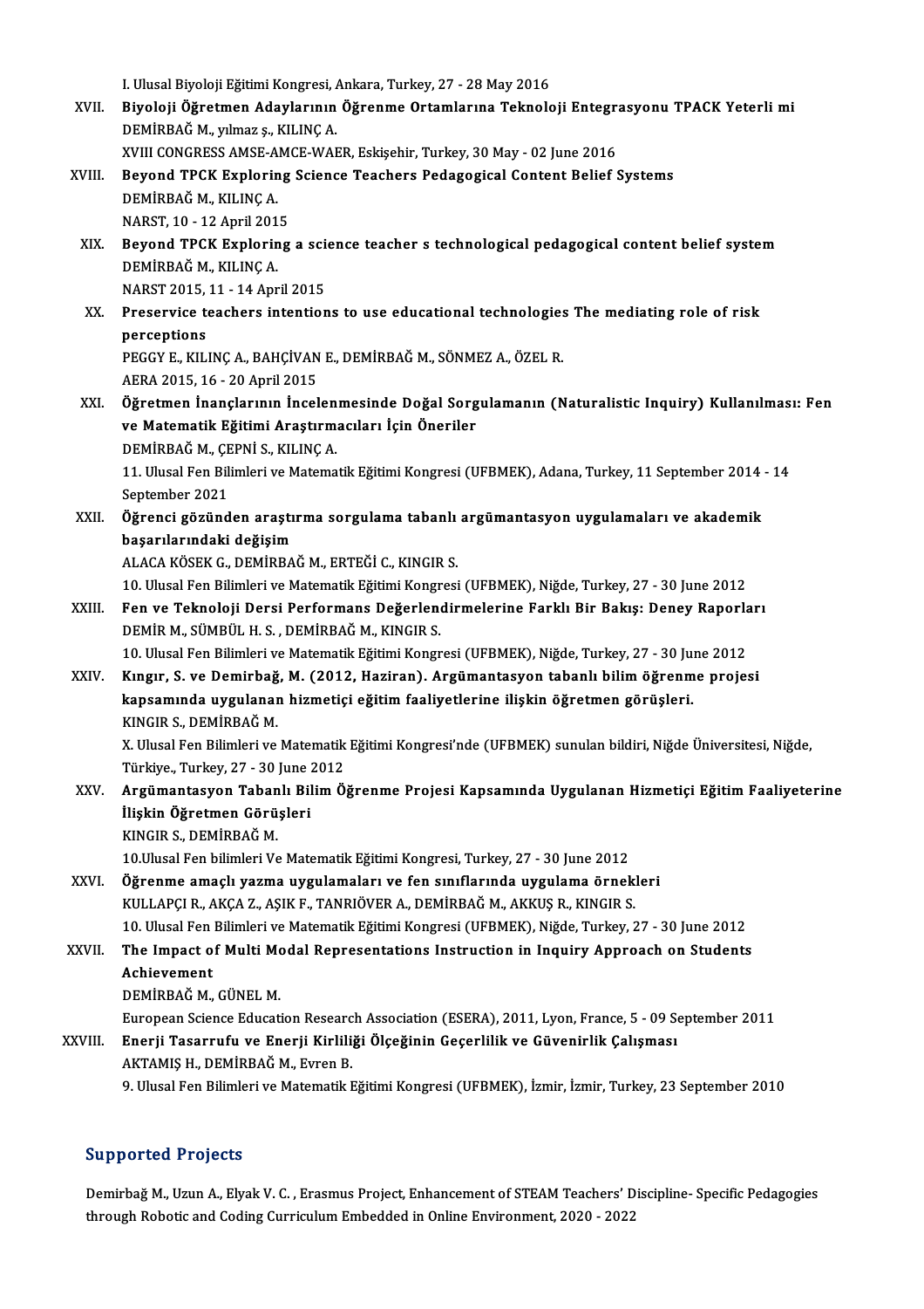I. Ulusal Biyoloji Eğitimi Kongresi, Ankara, Turkey, 27 - 28 May 2016

XVII. **Biyoloji Öğretmen Adaylarının Öğrenme Ortamlarına Teknoloji Entegrasyonu TPACK Yeterli mi**
DEMİRBAĞ M., yılmaz ş., KILINÇ A.
XVIII CONGRESS AMSE-AMCE-WAER, Eskişehir, Turkey, 30 May - 02 June 2016

XVIII. **Beyond TPCK Exploring Science Teachers Pedagogical Content Belief Systems**
DEMİRBAĞ M., KILINÇ A.
NARST, 10 - 12 April 2015

XIX. **Beyond TPCK Exploring a science teacher s technological pedagogical content belief system**
DEMİRBAĞ M., KILINÇ A.
NARST 2015, 11 - 14 April 2015

XX. **Preservice teachers intentions to use educational technologies The mediating role of risk perceptions**
PEGGY E., KILINÇ A., BAHÇİVAN E., DEMİRBAĞ M., SÖNMEZ A., ÖZEL R.
AERA 2015, 16 - 20 April 2015

XXI. **Öğretmen İnançlarının İncelenmesinde Doğal Sorgulamanın (Naturalistic Inquiry) Kullanılması: Fen ve Matematik Eğitimi Araştırmacıları İçin Öneriler**
DEMİRBAĞ M., ÇEPNİ S., KILINÇ A.
11. Ulusal Fen Bilimleri ve Matematik Eğitimi Kongresi (UFBMEK), Adana, Turkey, 11 September 2014 - 14 September 2021

XXII. **Öğrenci gözünden araştırma sorgulama tabanlı argümantasyon uygulamaları ve akademik başarılarındaki değişim**
ALACA KÖSEK G., DEMİRBAĞ M., ERTEĞİ C., KINGIR S.
10. Ulusal Fen Bilimleri ve Matematik Eğitimi Kongresi (UFBMEK), Niğde, Turkey, 27 - 30 June 2012

XXIII. **Fen ve Teknoloji Dersi Performans Değerlendirmelerine Farklı Bir Bakış: Deney Raporları**
DEMİR M., SÜMBÜL H. S. , DEMİRBAĞ M., KINGIR S.
10. Ulusal Fen Bilimleri ve Matematik Eğitimi Kongresi (UFBMEK), Niğde, Turkey, 27 - 30 June 2012

XXIV. **Kıngır, S. ve Demirbağ, M. (2012, Haziran). Argümantasyon tabanlı bilim öğrenme projesi kapsamında uygulanan hizmetiçi eğitim faaliyetlerine ilişkin öğretmen görüşleri.**
KINGIR S., DEMİRBAĞ M.
X. Ulusal Fen Bilimleri ve Matematik Eğitimi Kongresi'nde (UFBMEK) sunulan bildiri, Niğde Üniversitesi, Niğde, Türkiye., Turkey, 27 - 30 June 2012

XXV. **Argümantasyon Tabanlı Bilim Öğrenme Projesi Kapsamında Uygulanan Hizmetiçi Eğitim Faaliyeterine İlişkin Öğretmen Görüşleri**
KINGIR S., DEMİRBAĞ M.
10.Ulusal Fen bilimleri Ve Matematik Eğitimi Kongresi, Turkey, 27 - 30 June 2012

XXVI. **Öğrenme amaçlı yazma uygulamaları ve fen sınıflarında uygulama örnekleri**
KULLAPÇI R., AKÇA Z., AŞIK F., TANRIÖVER A., DEMİRBAĞ M., AKKUŞ R., KINGIR S.
10. Ulusal Fen Bilimleri ve Matematik Eğitimi Kongresi (UFBMEK), Niğde, Turkey, 27 - 30 June 2012

XXVII. **The Impact of Multi Modal Representations Instruction in Inquiry Approach on Students Achievement**
DEMİRBAĞ M., GÜNEL M.
European Science Education Research Association (ESERA), 2011, Lyon, France, 5 - 09 September 2011

XXVIII. **Enerji Tasarrufu ve Enerji Kirliliği Ölçeğinin Geçerlilik ve Güvenirlik Çalışması**
AKTAMIŞ H., DEMİRBAĞ M., Evren B.
9. Ulusal Fen Bilimleri ve Matematik Eğitimi Kongresi (UFBMEK), İzmir, İzmir, Turkey, 23 September 2010

## Supported Projects

Demirbağ M., Uzun A., Elyak V. C. , Erasmus Project, Enhancement of STEAM Teachers' Discipline- Specific Pedagogies through Robotic and Coding Curriculum Embedded in Online Environment, 2020 - 2022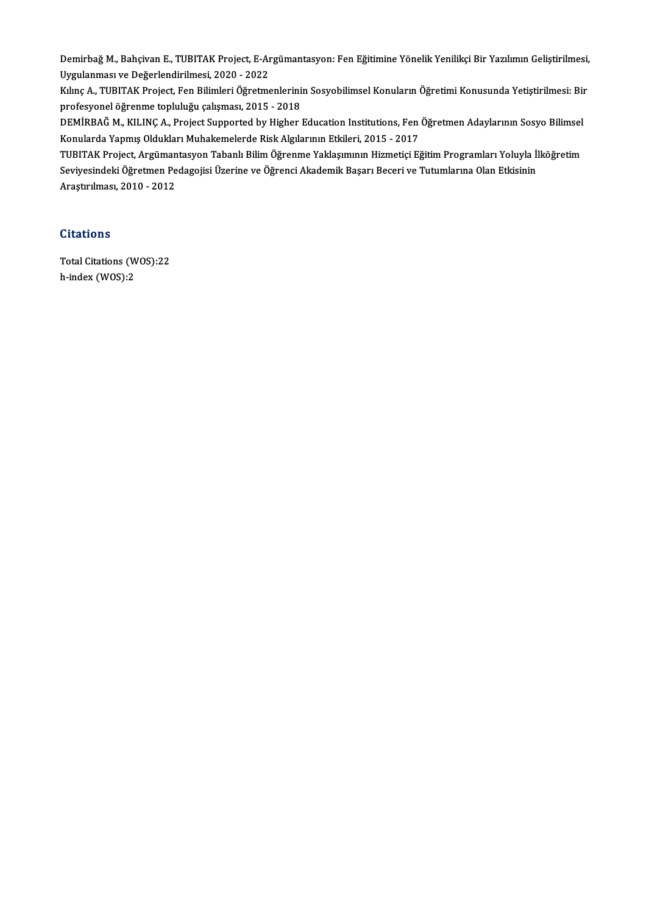Demirbağ M., Bahçivan E., TUBITAK Project, E-Argümantasyon: Fen Eğitimine Yönelik Yenilikçi Bir Yazılımın Geliştirilmesi, Uygulanması ve Değerlendirilmesi, 2020 - 2022

Kılınç A., TUBITAK Project, Fen Bilimleri Öğretmenlerinin Sosyobilimsel Konuların Öğretimi Konusunda Yetiştirilmesi: Bir profesyonel öğrenme topluluğu çalışması, 2015 - 2018

DEMİRBAĞ M., KILINÇ A., Project Supported by Higher Education Institutions, Fen Öğretmen Adaylarının Sosyo Bilimsel Konularda Yapmış Oldukları Muhakemelerde Risk Algılarının Etkileri, 2015 - 2017

TUBITAK Project, Argümantasyon Tabanlı Bilim Öğrenme Yaklaşımının Hizmetiçi Eğitim Programları Yoluyla İlköğretim Seviyesindeki Öğretmen Pedagojisi Üzerine ve Öğrenci Akademik Başarı Beceri ve Tutumlarına Olan Etkisinin Araştırılması, 2010 - 2012

## Citations

Total Citations (WOS):22

h-index (WOS):2